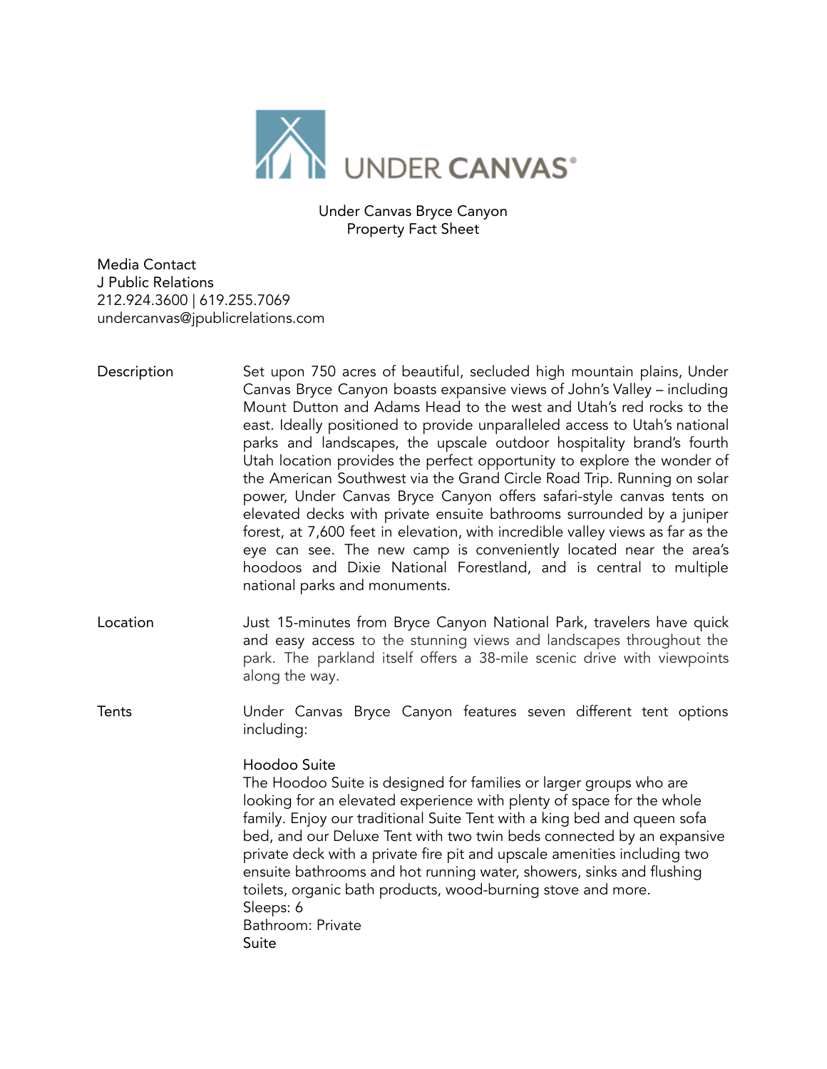# UNDER CANVAS®

Under Canvas Bryce Canyon
Property Fact Sheet

Media Contact
J Public Relations
212.924.3600 | 619.255.7069
undercanvas@jpublicrelations.com

**Description**

Set upon 750 acres of beautiful, secluded high mountain plains, Under Canvas Bryce Canyon boasts expansive views of John's Valley – including Mount Dutton and Adams Head to the west and Utah's red rocks to the east. Ideally positioned to provide unparalleled access to Utah's national parks and landscapes, the upscale outdoor hospitality brand's fourth Utah location provides the perfect opportunity to explore the wonder of the American Southwest via the Grand Circle Road Trip. Running on solar power, Under Canvas Bryce Canyon offers safari-style canvas tents on elevated decks with private ensuite bathrooms surrounded by a juniper forest, at 7,600 feet in elevation, with incredible valley views as far as the eye can see. The new camp is conveniently located near the area's hoodoos and Dixie National Forestland, and is central to multiple national parks and monuments.

**Location**

Just 15-minutes from Bryce Canyon National Park, travelers have quick and easy access to the stunning views and landscapes throughout the park. The parkland itself offers a 38-mile scenic drive with viewpoints along the way.

**Tents**

Under Canvas Bryce Canyon features seven different tent options including:

Hoodoo Suite
The Hoodoo Suite is designed for families or larger groups who are looking for an elevated experience with plenty of space for the whole family. Enjoy our traditional Suite Tent with a king bed and queen sofa bed, and our Deluxe Tent with two twin beds connected by an expansive private deck with a private fire pit and upscale amenities including two ensuite bathrooms and hot running water, showers, sinks and flushing toilets, organic bath products, wood-burning stove and more.
Sleeps: 6
Bathroom: Private
Suite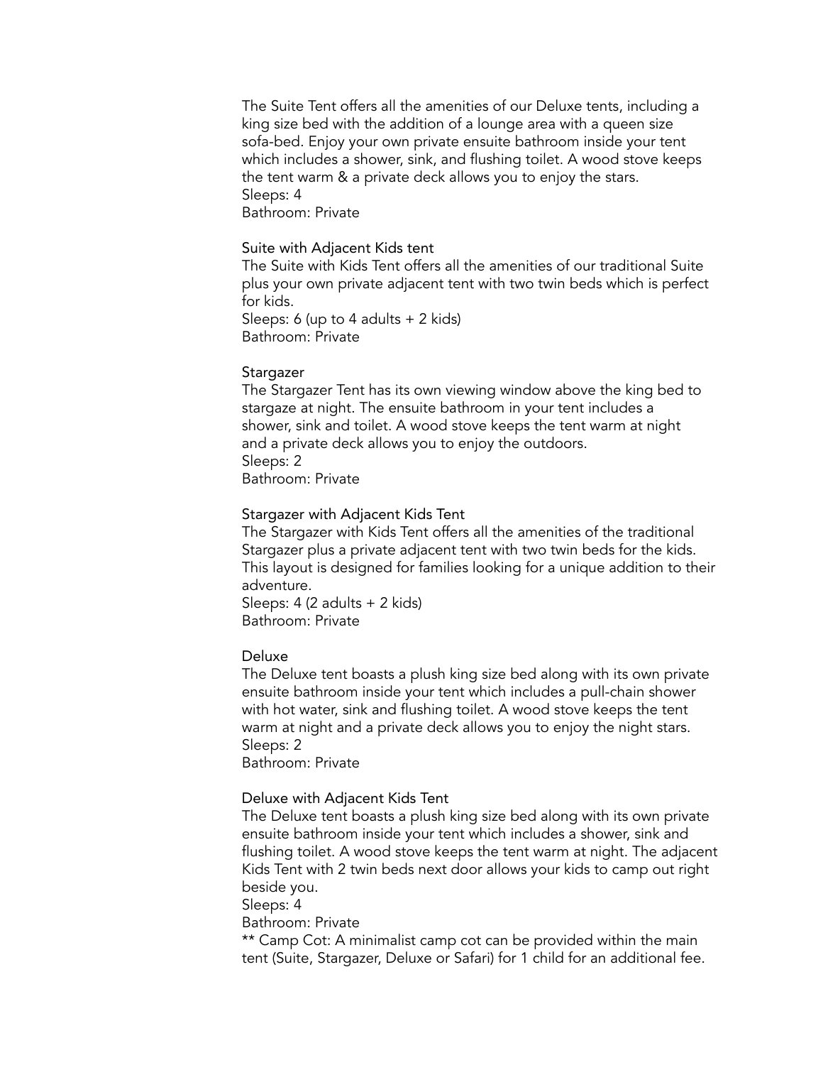The Suite Tent offers all the amenities of our Deluxe tents, including a king size bed with the addition of a lounge area with a queen size sofa-bed. Enjoy your own private ensuite bathroom inside your tent which includes a shower, sink, and flushing toilet. A wood stove keeps the tent warm & a private deck allows you to enjoy the stars.
Sleeps: 4
Bathroom: Private

### Suite with Adjacent Kids tent

The Suite with Kids Tent offers all the amenities of our traditional Suite plus your own private adjacent tent with two twin beds which is perfect for kids.
Sleeps: 6 (up to 4 adults + 2 kids)
Bathroom: Private

### Stargazer

The Stargazer Tent has its own viewing window above the king bed to stargaze at night. The ensuite bathroom in your tent includes a shower, sink and toilet. A wood stove keeps the tent warm at night and a private deck allows you to enjoy the outdoors.
Sleeps: 2
Bathroom: Private

### Stargazer with Adjacent Kids Tent

The Stargazer with Kids Tent offers all the amenities of the traditional Stargazer plus a private adjacent tent with two twin beds for the kids. This layout is designed for families looking for a unique addition to their adventure.
Sleeps: 4 (2 adults + 2 kids)
Bathroom: Private

### Deluxe

The Deluxe tent boasts a plush king size bed along with its own private ensuite bathroom inside your tent which includes a pull-chain shower with hot water, sink and flushing toilet. A wood stove keeps the tent warm at night and a private deck allows you to enjoy the night stars.
Sleeps: 2
Bathroom: Private

### Deluxe with Adjacent Kids Tent

The Deluxe tent boasts a plush king size bed along with its own private ensuite bathroom inside your tent which includes a shower, sink and flushing toilet. A wood stove keeps the tent warm at night. The adjacent Kids Tent with 2 twin beds next door allows your kids to camp out right beside you.
Sleeps: 4
Bathroom: Private
** Camp Cot: A minimalist camp cot can be provided within the main tent (Suite, Stargazer, Deluxe or Safari) for 1 child for an additional fee.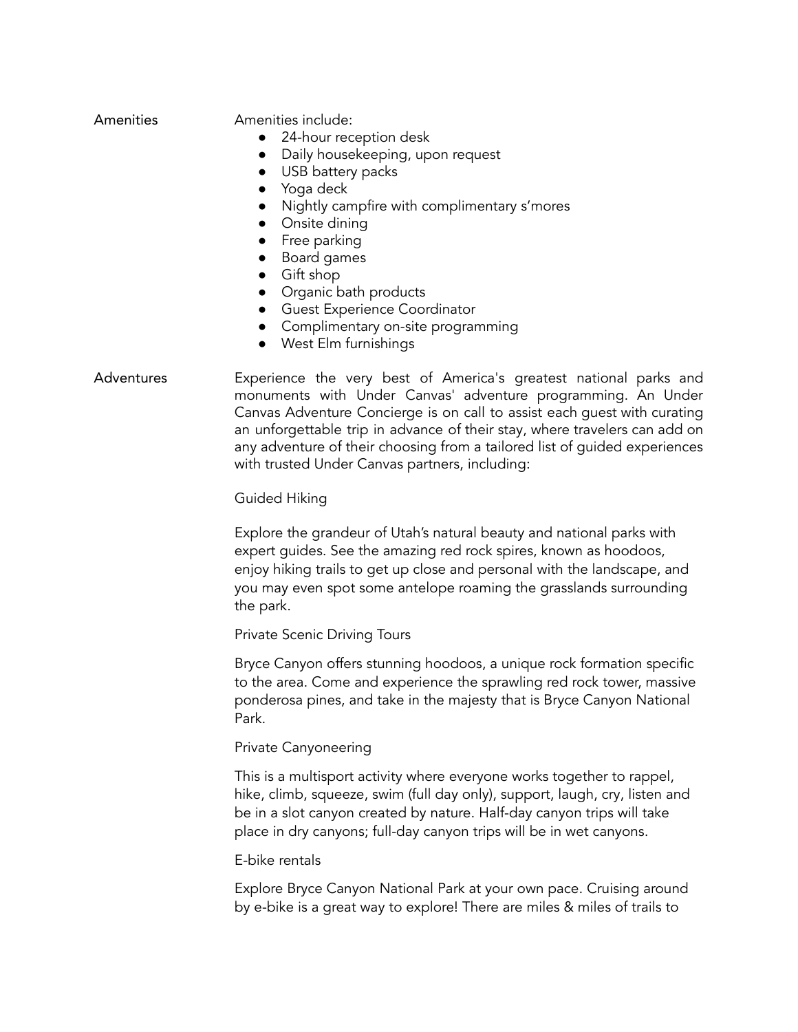## Amenities

Amenities include:

- 24-hour reception desk
- Daily housekeeping, upon request
- USB battery packs
- Yoga deck
- Nightly campfire with complimentary s'mores
- Onsite dining
- Free parking
- Board games
- Gift shop
- Organic bath products
- Guest Experience Coordinator
- Complimentary on-site programming
- West Elm furnishings

## Adventures

Experience the very best of America's greatest national parks and monuments with Under Canvas' adventure programming. An Under Canvas Adventure Concierge is on call to assist each guest with curating an unforgettable trip in advance of their stay, where travelers can add on any adventure of their choosing from a tailored list of guided experiences with trusted Under Canvas partners, including:

### Guided Hiking

Explore the grandeur of Utah's natural beauty and national parks with expert guides. See the amazing red rock spires, known as hoodoos, enjoy hiking trails to get up close and personal with the landscape, and you may even spot some antelope roaming the grasslands surrounding the park.

### Private Scenic Driving Tours

Bryce Canyon offers stunning hoodoos, a unique rock formation specific to the area. Come and experience the sprawling red rock tower, massive ponderosa pines, and take in the majesty that is Bryce Canyon National Park.

### Private Canyoneering

This is a multisport activity where everyone works together to rappel, hike, climb, squeeze, swim (full day only), support, laugh, cry, listen and be in a slot canyon created by nature. Half-day canyon trips will take place in dry canyons; full-day canyon trips will be in wet canyons.

### E-bike rentals

Explore Bryce Canyon National Park at your own pace. Cruising around by e-bike is a great way to explore! There are miles & miles of trails to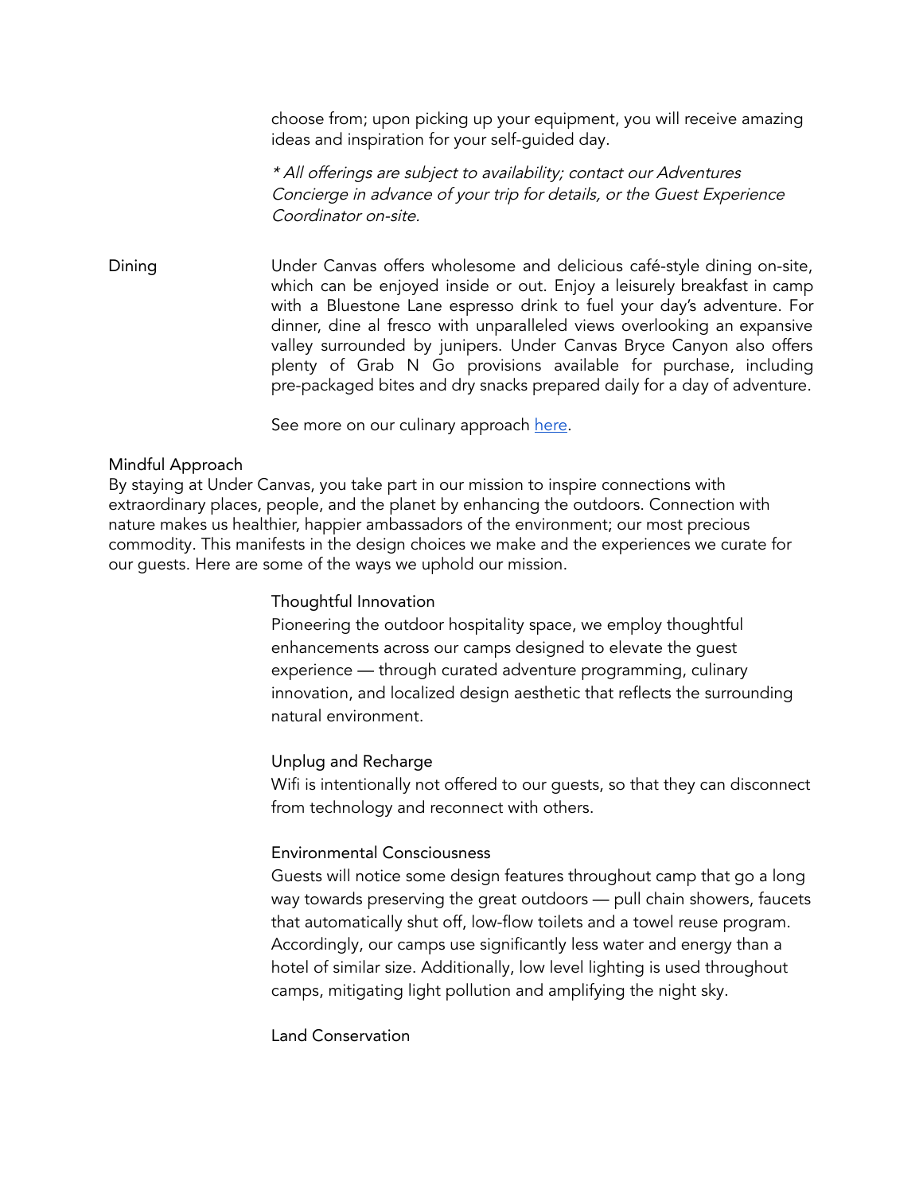choose from; upon picking up your equipment, you will receive amazing ideas and inspiration for your self-guided day.

*\* All offerings are subject to availability; contact our Adventures Concierge in advance of your trip for details, or the Guest Experience Coordinator on-site.*

**Dining**

Under Canvas offers wholesome and delicious café-style dining on-site, which can be enjoyed inside or out. Enjoy a leisurely breakfast in camp with a Bluestone Lane espresso drink to fuel your day's adventure. For dinner, dine al fresco with unparalleled views overlooking an expansive valley surrounded by junipers. Under Canvas Bryce Canyon also offers plenty of Grab N Go provisions available for purchase, including pre-packaged bites and dry snacks prepared daily for a day of adventure.

See more on our culinary approach [here]().

## Mindful Approach

By staying at Under Canvas, you take part in our mission to inspire connections with extraordinary places, people, and the planet by enhancing the outdoors. Connection with nature makes us healthier, happier ambassadors of the environment; our most precious commodity. This manifests in the design choices we make and the experiences we curate for our guests. Here are some of the ways we uphold our mission.

### Thoughtful Innovation

Pioneering the outdoor hospitality space, we employ thoughtful enhancements across our camps designed to elevate the guest experience — through curated adventure programming, culinary innovation, and localized design aesthetic that reflects the surrounding natural environment.

### Unplug and Recharge

Wifi is intentionally not offered to our guests, so that they can disconnect from technology and reconnect with others.

### Environmental Consciousness

Guests will notice some design features throughout camp that go a long way towards preserving the great outdoors — pull chain showers, faucets that automatically shut off, low-flow toilets and a towel reuse program. Accordingly, our camps use significantly less water and energy than a hotel of similar size. Additionally, low level lighting is used throughout camps, mitigating light pollution and amplifying the night sky.

### Land Conservation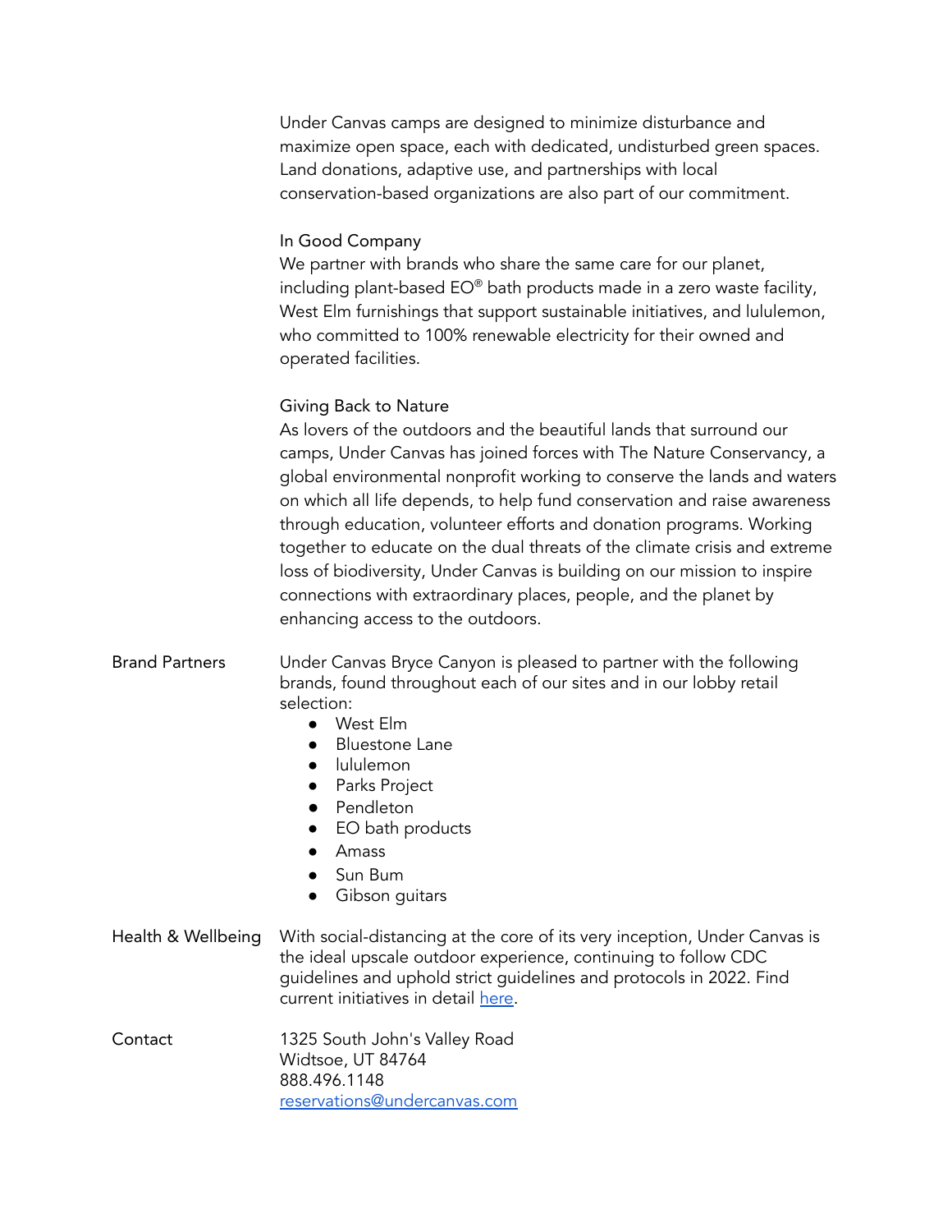Under Canvas camps are designed to minimize disturbance and maximize open space, each with dedicated, undisturbed green spaces. Land donations, adaptive use, and partnerships with local conservation-based organizations are also part of our commitment.

In Good Company

We partner with brands who share the same care for our planet, including plant-based EO® bath products made in a zero waste facility, West Elm furnishings that support sustainable initiatives, and lululemon, who committed to 100% renewable electricity for their owned and operated facilities.

Giving Back to Nature

As lovers of the outdoors and the beautiful lands that surround our camps, Under Canvas has joined forces with The Nature Conservancy, a global environmental nonprofit working to conserve the lands and waters on which all life depends, to help fund conservation and raise awareness through education, volunteer efforts and donation programs. Working together to educate on the dual threats of the climate crisis and extreme loss of biodiversity, Under Canvas is building on our mission to inspire connections with extraordinary places, people, and the planet by enhancing access to the outdoors.

**Brand Partners**

Under Canvas Bryce Canyon is pleased to partner with the following brands, found throughout each of our sites and in our lobby retail selection:

- West Elm
- Bluestone Lane
- lululemon
- Parks Project
- Pendleton
- EO bath products
- Amass
- Sun Bum
- Gibson guitars

**Health & Wellbeing**

With social-distancing at the core of its very inception, Under Canvas is the ideal upscale outdoor experience, continuing to follow CDC guidelines and uphold strict guidelines and protocols in 2022. Find current initiatives in detail here.

**Contact**

1325 South John's Valley Road
Widtsoe, UT 84764
888.496.1148
reservations@undercanvas.com